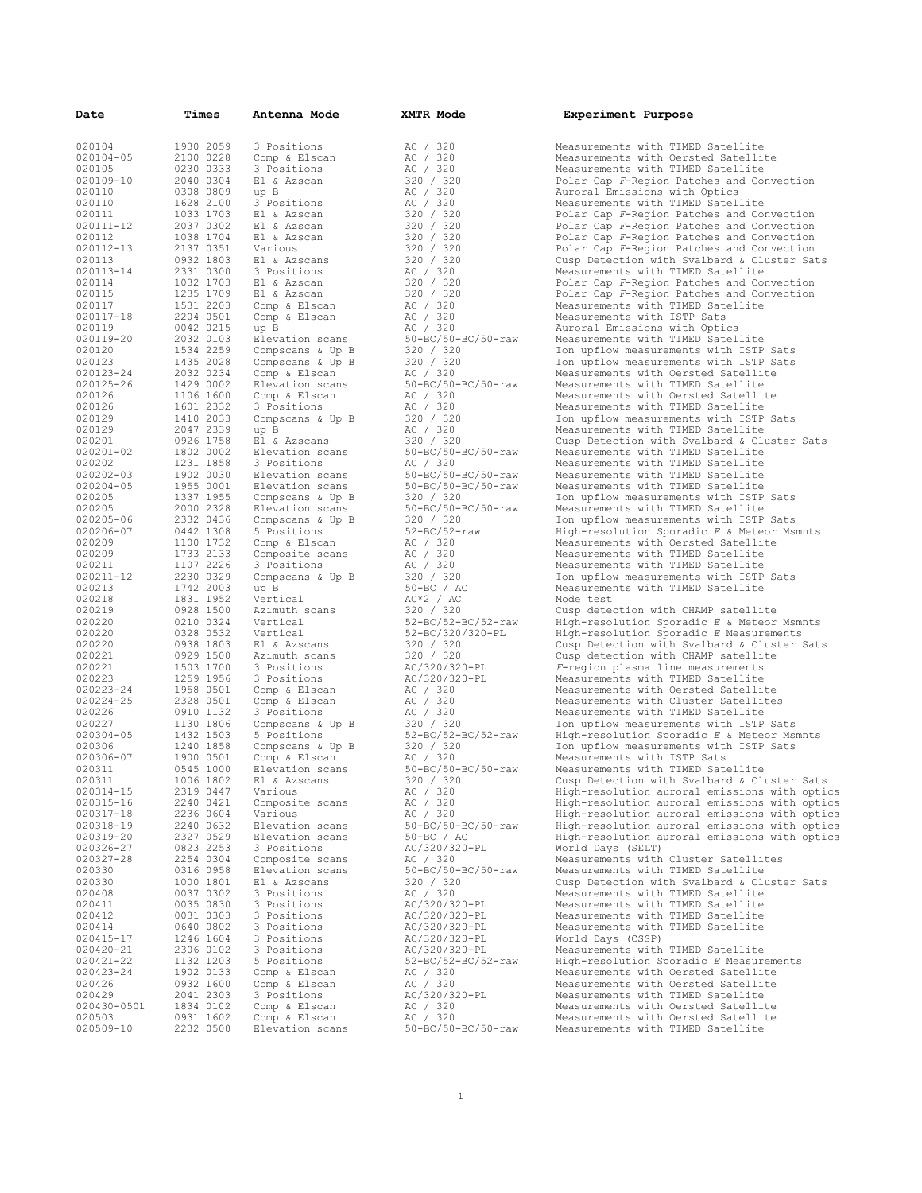| Date | Times | Antenna Mode | XMTR Mode | Experiment Purpose |
|---|---|---|---|---|
| 020104 | 1930 2059 | 3 Positions | AC / 320 | Measurements with TIMED Satellite |
| 020104-05 | 2100 0228 | Comp & Elscan | AC / 320 | Measurements with Oersted Satellite |
| 020105 | 0230 0333 | 3 Positions | AC / 320 | Measurements with TIMED Satellite |
| 020109-10 | 2040 0304 | El & Azscan | 320 / 320 | Polar Cap *F*-Region Patches and Convection |
| 020110 | 0308 0809 | up B | AC / 320 | Auroral Emissions with Optics |
| 020110 | 1628 2100 | 3 Positions | AC / 320 | Measurements with TIMED Satellite |
| 020111 | 1033 1703 | El & Azscan | 320 / 320 | Polar Cap *F*-Region Patches and Convection |
| 020111-12 | 2037 0302 | El & Azscan | 320 / 320 | Polar Cap *F*-Region Patches and Convection |
| 020112 | 1038 1704 | El & Azscan | 320 / 320 | Polar Cap *F*-Region Patches and Convection |
| 020112-13 | 2137 0351 | Various | 320 / 320 | Polar Cap *F*-Region Patches and Convection |
| 020113 | 0932 1803 | El & Azscans | 320 / 320 | Cusp Detection with Svalbard & Cluster Sats |
| 020113-14 | 2331 0300 | 3 Positions | AC / 320 | Measurements with TIMED Satellite |
| 020114 | 1032 1703 | El & Azscan | 320 / 320 | Polar Cap *F*-Region Patches and Convection |
| 020115 | 1235 1709 | El & Azscan | 320 / 320 | Polar Cap *F*-Region Patches and Convection |
| 020117 | 1531 2203 | Comp & Elscan | AC / 320 | Measurements with TIMED Satellite |
| 020117-18 | 2204 0501 | Comp & Elscan | AC / 320 | Measurements with ISTP Sats |
| 020119 | 0042 0215 | up B | AC / 320 | Auroral Emissions with Optics |
| 020119-20 | 2032 0103 | Elevation scans | 50-BC/50-BC/50-raw | Measurements with TIMED Satellite |
| 020120 | 1534 2259 | Compscans & Up B | 320 / 320 | Ion upflow measurements with ISTP Sats |
| 020123 | 1435 2028 | Compscans & Up B | 320 / 320 | Ion upflow measurements with ISTP Sats |
| 020123-24 | 2032 0234 | Comp & Elscan | AC / 320 | Measurements with Oersted Satellite |
| 020125-26 | 1429 0002 | Elevation scans | 50-BC/50-BC/50-raw | Measurements with TIMED Satellite |
| 020126 | 1106 1600 | Comp & Elscan | AC / 320 | Measurements with Oersted Satellite |
| 020126 | 1601 2332 | 3 Positions | AC / 320 | Measurements with TIMED Satellite |
| 020129 | 1410 2033 | Compscans & Up B | 320 / 320 | Ion upflow measurements with ISTP Sats |
| 020129 | 2047 2339 | up B | AC / 320 | Measurements with TIMED Satellite |
| 020201 | 0926 1758 | El & Azscans | 320 / 320 | Cusp Detection with Svalbard & Cluster Sats |
| 020201-02 | 1802 0002 | Elevation scans | 50-BC/50-BC/50-raw | Measurements with TIMED Satellite |
| 020202 | 1231 1858 | 3 Positions | AC / 320 | Measurements with TIMED Satellite |
| 020202-03 | 1902 0030 | Elevation scans | 50-BC/50-BC/50-raw | Measurements with TIMED Satellite |
| 020204-05 | 1955 0001 | Elevation scans | 50-BC/50-BC/50-raw | Measurements with TIMED Satellite |
| 020205 | 1337 1955 | Compscans & Up B | 320 / 320 | Ion upflow measurements with ISTP Sats |
| 020205 | 2000 2328 | Elevation scans | 50-BC/50-BC/50-raw | Measurements with TIMED Satellite |
| 020205-06 | 2332 0436 | Compscans & Up B | 320 / 320 | Ion upflow measurements with ISTP Sats |
| 020206-07 | 0442 1308 | 5 Positions | 52-BC/52-raw | High-resolution Sporadic *E* & Meteor Msmnts |
| 020209 | 1100 1732 | Comp & Elscan | AC / 320 | Measurements with Oersted Satellite |
| 020209 | 1733 2133 | Composite scans | AC / 320 | Measurements with TIMED Satellite |
| 020211 | 1107 2226 | 3 Positions | AC / 320 | Measurements with TIMED Satellite |
| 020211-12 | 2230 0329 | Compscans & Up B | 320 / 320 | Ion upflow measurements with ISTP Sats |
| 020213 | 1742 2003 | up B | 50-BC / AC | Measurements with TIMED Satellite |
| 020218 | 1831 1952 | Vertical | AC*2 / AC | Mode test |
| 020219 | 0928 1500 | Azimuth scans | 320 / 320 | Cusp detection with CHAMP satellite |
| 020220 | 0210 0324 | Vertical | 52-BC/52-BC/52-raw | High-resolution Sporadic *E* & Meteor Msmnts |
| 020220 | 0328 0532 | Vertical | 52-BC/320/320-PL | High-resolution Sporadic *E* Measurements |
| 020220 | 0938 1803 | El & Azscans | 320 / 320 | Cusp Detection with Svalbard & Cluster Sats |
| 020221 | 0929 1500 | Azimuth scans | 320 / 320 | Cusp detection with CHAMP satellite |
| 020221 | 1503 1700 | 3 Positions | AC/320/320-PL | *F*-region plasma line measurements |
| 020223 | 1259 1956 | 3 Positions | AC/320/320-PL | Measurements with TIMED Satellite |
| 020223-24 | 1958 0501 | Comp & Elscan | AC / 320 | Measurements with Oersted Satellite |
| 020224-25 | 2328 0501 | Comp & Elscan | AC / 320 | Measurements with Cluster Satellites |
| 020226 | 0910 1132 | 3 Positions | AC / 320 | Measurements with TIMED Satellite |
| 020227 | 1130 1806 | Compscans & Up B | 320 / 320 | Ion upflow measurements with ISTP Sats |
| 020304-05 | 1432 1503 | 5 Positions | 52-BC/52-BC/52-raw | High-resolution Sporadic *E* & Meteor Msmnts |
| 020306 | 1240 1858 | Compscans & Up B | 320 / 320 | Ion upflow measurements with ISTP Sats |
| 020306-07 | 1900 0501 | Comp & Elscan | AC / 320 | Measurements with ISTP Sats |
| 020311 | 0545 1000 | Elevation scans | 50-BC/50-BC/50-raw | Measurements with TIMED Satellite |
| 020311 | 1006 1802 | El & Azscans | 320 / 320 | Cusp Detection with Svalbard & Cluster Sats |
| 020314-15 | 2319 0447 | Various | AC / 320 | High-resolution auroral emissions with optics |
| 020315-16 | 2240 0421 | Composite scans | AC / 320 | High-resolution auroral emissions with optics |
| 020317-18 | 2236 0604 | Various | AC / 320 | High-resolution auroral emissions with optics |
| 020318-19 | 2240 0632 | Elevation scans | 50-BC/50-BC/50-raw | High-resolution auroral emissions with optics |
| 020319-20 | 2327 0529 | Elevation scans | 50-BC / AC | High-resolution auroral emissions with optics |
| 020326-27 | 0823 2253 | 3 Positions | AC/320/320-PL | World Days (SELT) |
| 020327-28 | 2254 0304 | Composite scans | AC / 320 | Measurements with Cluster Satellites |
| 020330 | 0316 0958 | Elevation scans | 50-BC/50-BC/50-raw | Measurements with TIMED Satellite |
| 020330 | 1000 1801 | El & Azscans | 320 / 320 | Cusp Detection with Svalbard & Cluster Sats |
| 020408 | 0037 0302 | 3 Positions | AC / 320 | Measurements with TIMED Satellite |
| 020411 | 0035 0830 | 3 Positions | AC/320/320-PL | Measurements with TIMED Satellite |
| 020412 | 0031 0303 | 3 Positions | AC/320/320-PL | Measurements with TIMED Satellite |
| 020414 | 0640 0802 | 3 Positions | AC/320/320-PL | Measurements with TIMED Satellite |
| 020415-17 | 1246 1604 | 3 Positions | AC/320/320-PL | World Days (CSSP) |
| 020420-21 | 2306 0102 | 3 Positions | AC/320/320-PL | Measurements with TIMED Satellite |
| 020421-22 | 1132 1203 | 5 Positions | 52-BC/52-BC/52-raw | High-resolution Sporadic *E* Measurements |
| 020423-24 | 1902 0133 | Comp & Elscan | AC / 320 | Measurements with Oersted Satellite |
| 020426 | 0932 1600 | Comp & Elscan | AC / 320 | Measurements with Oersted Satellite |
| 020429 | 2041 2303 | 3 Positions | AC/320/320-PL | Measurements with TIMED Satellite |
| 020430-0501 | 1834 0102 | Comp & Elscan | AC / 320 | Measurements with Oersted Satellite |
| 020503 | 0931 1602 | Comp & Elscan | AC / 320 | Measurements with Oersted Satellite |
| 020509-10 | 2232 0500 | Elevation scans | 50-BC/50-BC/50-raw | Measurements with TIMED Satellite |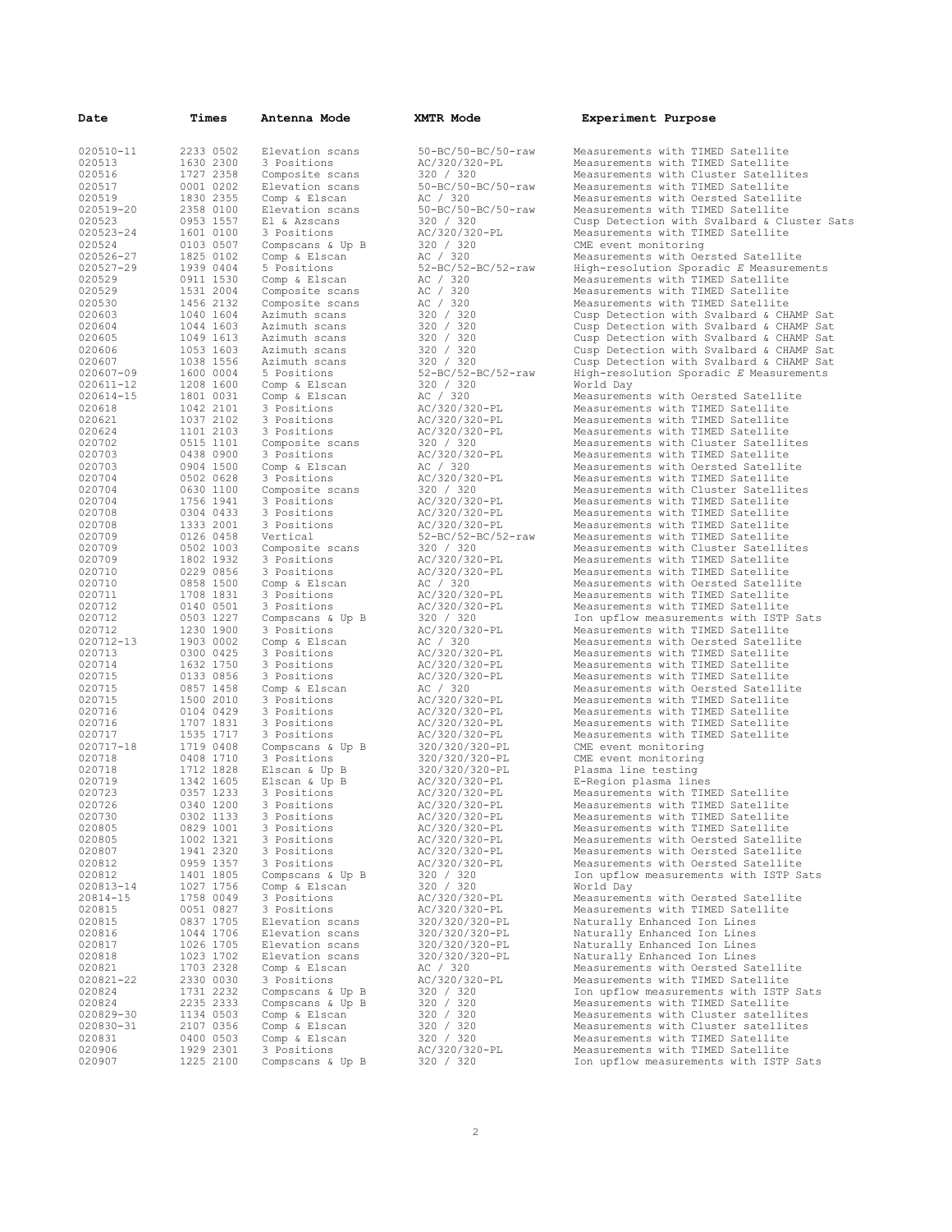| Date | Times | Antenna Mode | XMTR Mode | Experiment Purpose |
|---|---|---|---|---|
| 020510-11 | 2233 0502 | Elevation scans | 50-BC/50-BC/50-raw | Measurements with TIMED Satellite |
| 020513 | 1630 2300 | 3 Positions | AC/320/320-PL | Measurements with TIMED Satellite |
| 020516 | 1727 2358 | Composite scans | 320 / 320 | Measurements with Cluster Satellites |
| 020517 | 0001 0202 | Elevation scans | 50-BC/50-BC/50-raw | Measurements with TIMED Satellite |
| 020519 | 1830 2355 | Comp & Elscan | AC / 320 | Measurements with Oersted Satellite |
| 020519-20 | 2358 0100 | Elevation scans | 50-BC/50-BC/50-raw | Measurements with TIMED Satellite |
| 020523 | 0953 1557 | El & Azscans | 320 / 320 | Cusp Detection with Svalbard & Cluster Sats |
| 020523-24 | 1601 0100 | 3 Positions | AC/320/320-PL | Measurements with TIMED Satellite |
| 020524 | 0103 0507 | Compscans & Up B | 320 / 320 | CME event monitoring |
| 020526-27 | 1825 0102 | Comp & Elscan | AC / 320 | Measurements with Oersted Satellite |
| 020527-29 | 1939 0404 | 5 Positions | 52-BC/52-BC/52-raw | High-resolution Sporadic *E* Measurements |
| 020529 | 0911 1530 | Comp & Elscan | AC / 320 | Measurements with TIMED Satellite |
| 020529 | 1531 2004 | Composite scans | AC / 320 | Measurements with TIMED Satellite |
| 020530 | 1456 2132 | Composite scans | AC / 320 | Measurements with TIMED Satellite |
| 020603 | 1040 1604 | Azimuth scans | 320 / 320 | Cusp Detection with Svalbard & CHAMP Sat |
| 020604 | 1044 1603 | Azimuth scans | 320 / 320 | Cusp Detection with Svalbard & CHAMP Sat |
| 020605 | 1049 1613 | Azimuth scans | 320 / 320 | Cusp Detection with Svalbard & CHAMP Sat |
| 020606 | 1053 1603 | Azimuth scans | 320 / 320 | Cusp Detection with Svalbard & CHAMP Sat |
| 020607 | 1038 1556 | Azimuth scans | 320 / 320 | Cusp Detection with Svalbard & CHAMP Sat |
| 020607-09 | 1600 0004 | 5 Positions | 52-BC/52-BC/52-raw | High-resolution Sporadic *E* Measurements |
| 020611-12 | 1208 1600 | Comp & Elscan | 320 / 320 | World Day |
| 020614-15 | 1801 0031 | Comp & Elscan | AC / 320 | Measurements with Oersted Satellite |
| 020618 | 1042 2101 | 3 Positions | AC/320/320-PL | Measurements with TIMED Satellite |
| 020621 | 1037 2102 | 3 Positions | AC/320/320-PL | Measurements with TIMED Satellite |
| 020624 | 1101 2103 | 3 Positions | AC/320/320-PL | Measurements with TIMED Satellite |
| 020702 | 0515 1101 | Composite scans | 320 / 320 | Measurements with Cluster Satellites |
| 020703 | 0438 0900 | 3 Positions | AC/320/320-PL | Measurements with TIMED Satellite |
| 020703 | 0904 1500 | Comp & Elscan | AC / 320 | Measurements with Oersted Satellite |
| 020704 | 0502 0628 | 3 Positions | AC/320/320-PL | Measurements with TIMED Satellite |
| 020704 | 0630 1100 | Composite scans | 320 / 320 | Measurements with Cluster Satellites |
| 020704 | 1756 1941 | 3 Positions | AC/320/320-PL | Measurements with TIMED Satellite |
| 020708 | 0304 0433 | 3 Positions | AC/320/320-PL | Measurements with TIMED Satellite |
| 020708 | 1333 2001 | 3 Positions | AC/320/320-PL | Measurements with TIMED Satellite |
| 020709 | 0126 0458 | Vertical | 52-BC/52-BC/52-raw | Measurements with TIMED Satellite |
| 020709 | 0502 1003 | Composite scans | 320 / 320 | Measurements with Cluster Satellites |
| 020709 | 1802 1932 | 3 Positions | AC/320/320-PL | Measurements with TIMED Satellite |
| 020710 | 0229 0856 | 3 Positions | AC/320/320-PL | Measurements with TIMED Satellite |
| 020710 | 0858 1500 | Comp & Elscan | AC / 320 | Measurements with Oersted Satellite |
| 020711 | 1708 1831 | 3 Positions | AC/320/320-PL | Measurements with TIMED Satellite |
| 020712 | 0140 0501 | 3 Positions | AC/320/320-PL | Measurements with TIMED Satellite |
| 020712 | 0503 1227 | Compscans & Up B | 320 / 320 | Ion upflow measurements with ISTP Sats |
| 020712 | 1230 1900 | 3 Positions | AC/320/320-PL | Measurements with TIMED Satellite |
| 020712-13 | 1903 0002 | Comp & Elscan | AC / 320 | Measurements with Oersted Satellite |
| 020713 | 0300 0425 | 3 Positions | AC/320/320-PL | Measurements with TIMED Satellite |
| 020714 | 1632 1750 | 3 Positions | AC/320/320-PL | Measurements with TIMED Satellite |
| 020715 | 0133 0856 | 3 Positions | AC/320/320-PL | Measurements with TIMED Satellite |
| 020715 | 0857 1458 | Comp & Elscan | AC / 320 | Measurements with Oersted Satellite |
| 020715 | 1500 2010 | 3 Positions | AC/320/320-PL | Measurements with TIMED Satellite |
| 020716 | 0104 0429 | 3 Positions | AC/320/320-PL | Measurements with TIMED Satellite |
| 020716 | 1707 1831 | 3 Positions | AC/320/320-PL | Measurements with TIMED Satellite |
| 020717 | 1535 1717 | 3 Positions | AC/320/320-PL | Measurements with TIMED Satellite |
| 020717-18 | 1719 0408 | Compscans & Up B | 320/320/320-PL | CME event monitoring |
| 020718 | 0408 1710 | 3 Positions | 320/320/320-PL | CME event monitoring |
| 020718 | 1712 1828 | Elscan & Up B | 320/320/320-PL | Plasma line testing |
| 020719 | 1342 1605 | Elscan & Up B | AC/320/320-PL | E-Region plasma lines |
| 020723 | 0357 1233 | 3 Positions | AC/320/320-PL | Measurements with TIMED Satellite |
| 020726 | 0340 1200 | 3 Positions | AC/320/320-PL | Measurements with TIMED Satellite |
| 020730 | 0302 1133 | 3 Positions | AC/320/320-PL | Measurements with TIMED Satellite |
| 020805 | 0829 1001 | 3 Positions | AC/320/320-PL | Measurements with TIMED Satellite |
| 020805 | 1002 1321 | 3 Positions | AC/320/320-PL | Measurements with Oersted Satellite |
| 020807 | 1941 2320 | 3 Positions | AC/320/320-PL | Measurements with Oersted Satellite |
| 020812 | 0959 1357 | 3 Positions | AC/320/320-PL | Measurements with Oersted Satellite |
| 020812 | 1401 1805 | Compscans & Up B | 320 / 320 | Ion upflow measurements with ISTP Sats |
| 020813-14 | 1027 1756 | Comp & Elscan | 320 / 320 | World Day |
| 20814-15 | 1758 0049 | 3 Positions | AC/320/320-PL | Measurements with Oersted Satellite |
| 020815 | 0051 0827 | 3 Positions | AC/320/320-PL | Measurements with TIMED Satellite |
| 020815 | 0837 1705 | Elevation scans | 320/320/320-PL | Naturally Enhanced Ion Lines |
| 020816 | 1044 1706 | Elevation scans | 320/320/320-PL | Naturally Enhanced Ion Lines |
| 020817 | 1026 1705 | Elevation scans | 320/320/320-PL | Naturally Enhanced Ion Lines |
| 020818 | 1023 1702 | Elevation scans | 320/320/320-PL | Naturally Enhanced Ion Lines |
| 020821 | 1703 2328 | Comp & Elscan | AC / 320 | Measurements with Oersted Satellite |
| 020821-22 | 2330 0030 | 3 Positions | AC/320/320-PL | Measurements with TIMED Satellite |
| 020824 | 1731 2232 | Compscans & Up B | 320 / 320 | Ion upflow measurements with ISTP Sats |
| 020824 | 2235 2333 | Compscans & Up B | 320 / 320 | Measurements with TIMED Satellite |
| 020829-30 | 1134 0503 | Comp & Elscan | 320 / 320 | Measurements with Cluster satellites |
| 020830-31 | 2107 0356 | Comp & Elscan | 320 / 320 | Measurements with Cluster satellites |
| 020831 | 0400 0503 | Comp & Elscan | 320 / 320 | Measurements with TIMED Satellite |
| 020906 | 1929 2301 | 3 Positions | AC/320/320-PL | Measurements with TIMED Satellite |
| 020907 | 1225 2100 | Compscans & Up B | 320 / 320 | Ion upflow measurements with ISTP Sats |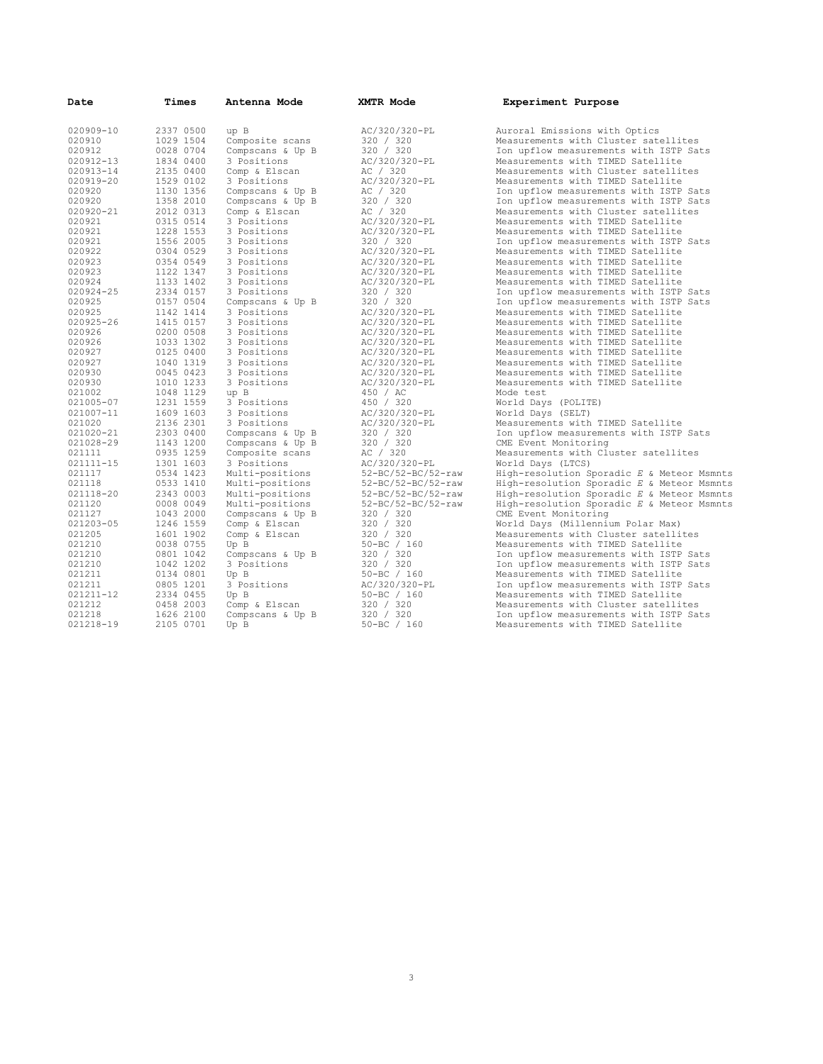| Date | Times | Antenna Mode | XMTR Mode | Experiment Purpose |
|---|---|---|---|---|
| 020909-10 | 2337 0500 | up B | AC/320/320-PL | Auroral Emissions with Optics |
| 020910 | 1029 1504 | Composite scans | 320 / 320 | Measurements with Cluster satellites |
| 020912 | 0028 0704 | Compscans & Up B | 320 / 320 | Ion upflow measurements with ISTP Sats |
| 020912-13 | 1834 0400 | 3 Positions | AC/320/320-PL | Measurements with TIMED Satellite |
| 020913-14 | 2135 0400 | Comp & Elscan | AC / 320 | Measurements with Cluster satellites |
| 020919-20 | 1529 0102 | 3 Positions | AC/320/320-PL | Measurements with TIMED Satellite |
| 020920 | 1130 1356 | Compscans & Up B | AC / 320 | Ion upflow measurements with ISTP Sats |
| 020920 | 1358 2010 | Compscans & Up B | 320 / 320 | Ion upflow measurements with ISTP Sats |
| 020920-21 | 2012 0313 | Comp & Elscan | AC / 320 | Measurements with Cluster satellites |
| 020921 | 0315 0514 | 3 Positions | AC/320/320-PL | Measurements with TIMED Satellite |
| 020921 | 1228 1553 | 3 Positions | AC/320/320-PL | Measurements with TIMED Satellite |
| 020921 | 1556 2005 | 3 Positions | 320 / 320 | Ion upflow measurements with ISTP Sats |
| 020922 | 0304 0529 | 3 Positions | AC/320/320-PL | Measurements with TIMED Satellite |
| 020923 | 0354 0549 | 3 Positions | AC/320/320-PL | Measurements with TIMED Satellite |
| 020923 | 1122 1347 | 3 Positions | AC/320/320-PL | Measurements with TIMED Satellite |
| 020924 | 1133 1402 | 3 Positions | AC/320/320-PL | Measurements with TIMED Satellite |
| 020924-25 | 2334 0157 | 3 Positions | 320 / 320 | Ion upflow measurements with ISTP Sats |
| 020925 | 0157 0504 | Compscans & Up B | 320 / 320 | Ion upflow measurements with ISTP Sats |
| 020925 | 1142 1414 | 3 Positions | AC/320/320-PL | Measurements with TIMED Satellite |
| 020925-26 | 1415 0157 | 3 Positions | AC/320/320-PL | Measurements with TIMED Satellite |
| 020926 | 0200 0508 | 3 Positions | AC/320/320-PL | Measurements with TIMED Satellite |
| 020926 | 1033 1302 | 3 Positions | AC/320/320-PL | Measurements with TIMED Satellite |
| 020927 | 0125 0400 | 3 Positions | AC/320/320-PL | Measurements with TIMED Satellite |
| 020927 | 1040 1319 | 3 Positions | AC/320/320-PL | Measurements with TIMED Satellite |
| 020930 | 0045 0423 | 3 Positions | AC/320/320-PL | Measurements with TIMED Satellite |
| 020930 | 1010 1233 | 3 Positions | AC/320/320-PL | Measurements with TIMED Satellite |
| 021002 | 1048 1129 | up B | 450 / AC | Mode test |
| 021005-07 | 1231 1559 | 3 Positions | 450 / 320 | World Days (POLITE) |
| 021007-11 | 1609 1603 | 3 Positions | AC/320/320-PL | World Days (SELT) |
| 021020 | 2136 2301 | 3 Positions | AC/320/320-PL | Measurements with TIMED Satellite |
| 021020-21 | 2303 0400 | Compscans & Up B | 320 / 320 | Ion upflow measurements with ISTP Sats |
| 021028-29 | 1143 1200 | Compscans & Up B | 320 / 320 | CME Event Monitoring |
| 021111 | 0935 1259 | Composite scans | AC / 320 | Measurements with Cluster satellites |
| 021111-15 | 1301 1603 | 3 Positions | AC/320/320-PL | World Days (LTCS) |
| 021117 | 0534 1423 | Multi-positions | 52-BC/52-BC/52-raw | High-resolution Sporadic *E* & Meteor Msmnts |
| 021118 | 0533 1410 | Multi-positions | 52-BC/52-BC/52-raw | High-resolution Sporadic *E* & Meteor Msmnts |
| 021118-20 | 2343 0003 | Multi-positions | 52-BC/52-BC/52-raw | High-resolution Sporadic *E* & Meteor Msmnts |
| 021120 | 0008 0049 | Multi-positions | 52-BC/52-BC/52-raw | High-resolution Sporadic *E* & Meteor Msmnts |
| 021127 | 1043 2000 | Compscans & Up B | 320 / 320 | CME Event Monitoring |
| 021203-05 | 1246 1559 | Comp & Elscan | 320 / 320 | World Days (Millennium Polar Max) |
| 021205 | 1601 1902 | Comp & Elscan | 320 / 320 | Measurements with Cluster satellites |
| 021210 | 0038 0755 | Up B | 50-BC / 160 | Measurements with TIMED Satellite |
| 021210 | 0801 1042 | Compscans & Up B | 320 / 320 | Ion upflow measurements with ISTP Sats |
| 021210 | 1042 1202 | 3 Positions | 320 / 320 | Ion upflow measurements with ISTP Sats |
| 021211 | 0134 0801 | Up B | 50-BC / 160 | Measurements with TIMED Satellite |
| 021211 | 0805 1201 | 3 Positions | AC/320/320-PL | Ion upflow measurements with ISTP Sats |
| 021211-12 | 2334 0455 | Up B | 50-BC / 160 | Measurements with TIMED Satellite |
| 021212 | 0458 2003 | Comp & Elscan | 320 / 320 | Measurements with Cluster satellites |
| 021218 | 1626 2100 | Compscans & Up B | 320 / 320 | Ion upflow measurements with ISTP Sats |
| 021218-19 | 2105 0701 | Up B | 50-BC / 160 | Measurements with TIMED Satellite |